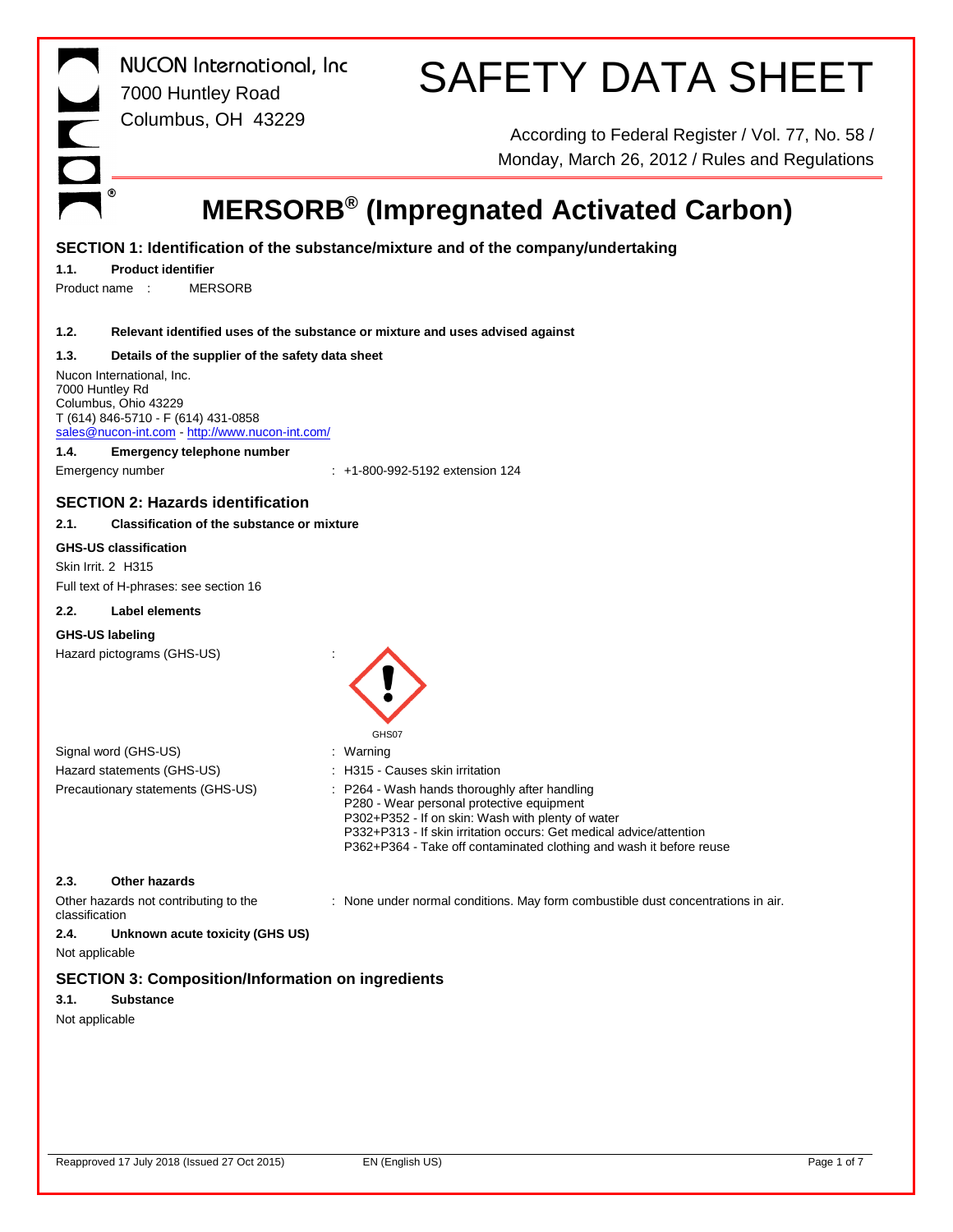NUCON International, Inc
7000 Huntley Road
Columbus, OH 43229

# SAFETY DATA SHEET

According to Federal Register / Vol. 77, No. 58 / Monday, March 26, 2012 / Rules and Regulations

# MERSORB® (Impregnated Activated Carbon)

## SECTION 1: Identification of the substance/mixture and of the company/undertaking

### 1.1. Product identifier

Product name : MERSORB

### 1.2. Relevant identified uses of the substance or mixture and uses advised against

### 1.3. Details of the supplier of the safety data sheet

Nucon International, Inc.
7000 Huntley Rd
Columbus, Ohio 43229
T (614) 846-5710 - F (614) 431-0858
sales@nucon-int.com - http://www.nucon-int.com/

### 1.4. Emergency telephone number

Emergency number : +1-800-992-5192 extension 124

## SECTION 2: Hazards identification

### 2.1. Classification of the substance or mixture

**GHS-US classification**

Skin Irrit. 2 H315

Full text of H-phrases: see section 16

### 2.2. Label elements

**GHS-US labeling**

Hazard pictograms (GHS-US) :

GHS07

Signal word (GHS-US) : Warning

Hazard statements (GHS-US) : H315 - Causes skin irritation

Precautionary statements (GHS-US) :
P264 - Wash hands thoroughly after handling
P280 - Wear personal protective equipment
P302+P352 - If on skin: Wash with plenty of water
P332+P313 - If skin irritation occurs: Get medical advice/attention
P362+P364 - Take off contaminated clothing and wash it before reuse

### 2.3. Other hazards

Other hazards not contributing to the classification : None under normal conditions. May form combustible dust concentrations in air.

### 2.4. Unknown acute toxicity (GHS US)

Not applicable

## SECTION 3: Composition/Information on ingredients

### 3.1. Substance

Not applicable

Reapproved 17 July 2018 (Issued 27 Oct 2015) EN (English US)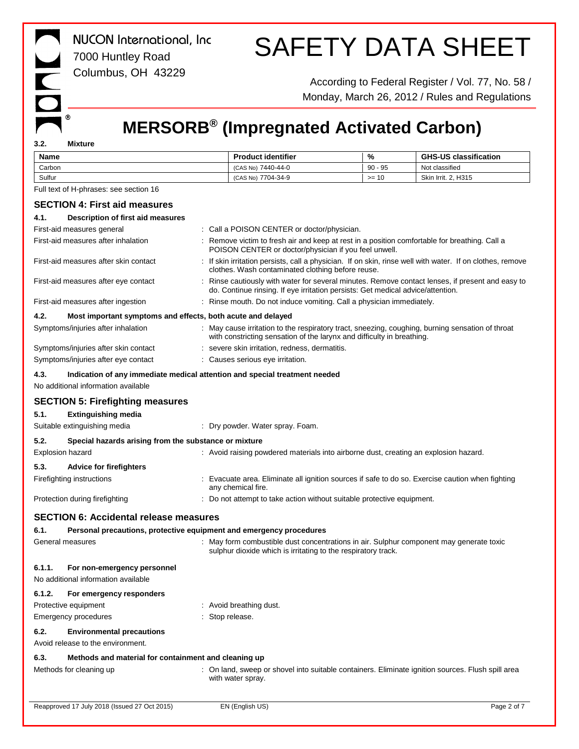### 3.2. Mixture

| Name | Product identifier | % | GHS-US classification |
|---|---|---|---|
| Carbon | (CAS No) 7440-44-0 | 90 - 95 | Not classified |
| Sulfur | (CAS No) 7704-34-9 | >= 10 | Skin Irrit. 2, H315 |

Full text of H-phrases: see section 16

## SECTION 4: First aid measures

### 4.1. Description of first aid measures

First-aid measures general : Call a POISON CENTER or doctor/physician.

First-aid measures after inhalation : Remove victim to fresh air and keep at rest in a position comfortable for breathing. Call a POISON CENTER or doctor/physician if you feel unwell.

First-aid measures after skin contact : If skin irritation persists, call a physician. If on skin, rinse well with water. If on clothes, remove clothes. Wash contaminated clothing before reuse.

First-aid measures after eye contact : Rinse cautiously with water for several minutes. Remove contact lenses, if present and easy to do. Continue rinsing. If eye irritation persists: Get medical advice/attention.

First-aid measures after ingestion : Rinse mouth. Do not induce vomiting. Call a physician immediately.

### 4.2. Most important symptoms and effects, both acute and delayed

Symptoms/injuries after inhalation : May cause irritation to the respiratory tract, sneezing, coughing, burning sensation of throat with constricting sensation of the larynx and difficulty in breathing.

Symptoms/injuries after skin contact : severe skin irritation, redness, dermatitis.

Symptoms/injuries after eye contact : Causes serious eye irritation.

### 4.3. Indication of any immediate medical attention and special treatment needed

No additional information available

## SECTION 5: Firefighting measures

### 5.1. Extinguishing media

Suitable extinguishing media : Dry powder. Water spray. Foam.

### 5.2. Special hazards arising from the substance or mixture

Explosion hazard : Avoid raising powdered materials into airborne dust, creating an explosion hazard.

### 5.3. Advice for firefighters

Firefighting instructions : Evacuate area. Eliminate all ignition sources if safe to do so. Exercise caution when fighting any chemical fire.

Protection during firefighting : Do not attempt to take action without suitable protective equipment.

## SECTION 6: Accidental release measures

### 6.1. Personal precautions, protective equipment and emergency procedures

General measures : May form combustible dust concentrations in air. Sulphur component may generate toxic sulphur dioxide which is irritating to the respiratory track.

#### 6.1.1. For non-emergency personnel

No additional information available

#### 6.1.2. For emergency responders

Protective equipment : Avoid breathing dust.

Emergency procedures : Stop release.

### 6.2. Environmental precautions

Avoid release to the environment.

### 6.3. Methods and material for containment and cleaning up

Methods for cleaning up : On land, sweep or shovel into suitable containers. Eliminate ignition sources. Flush spill area with water spray.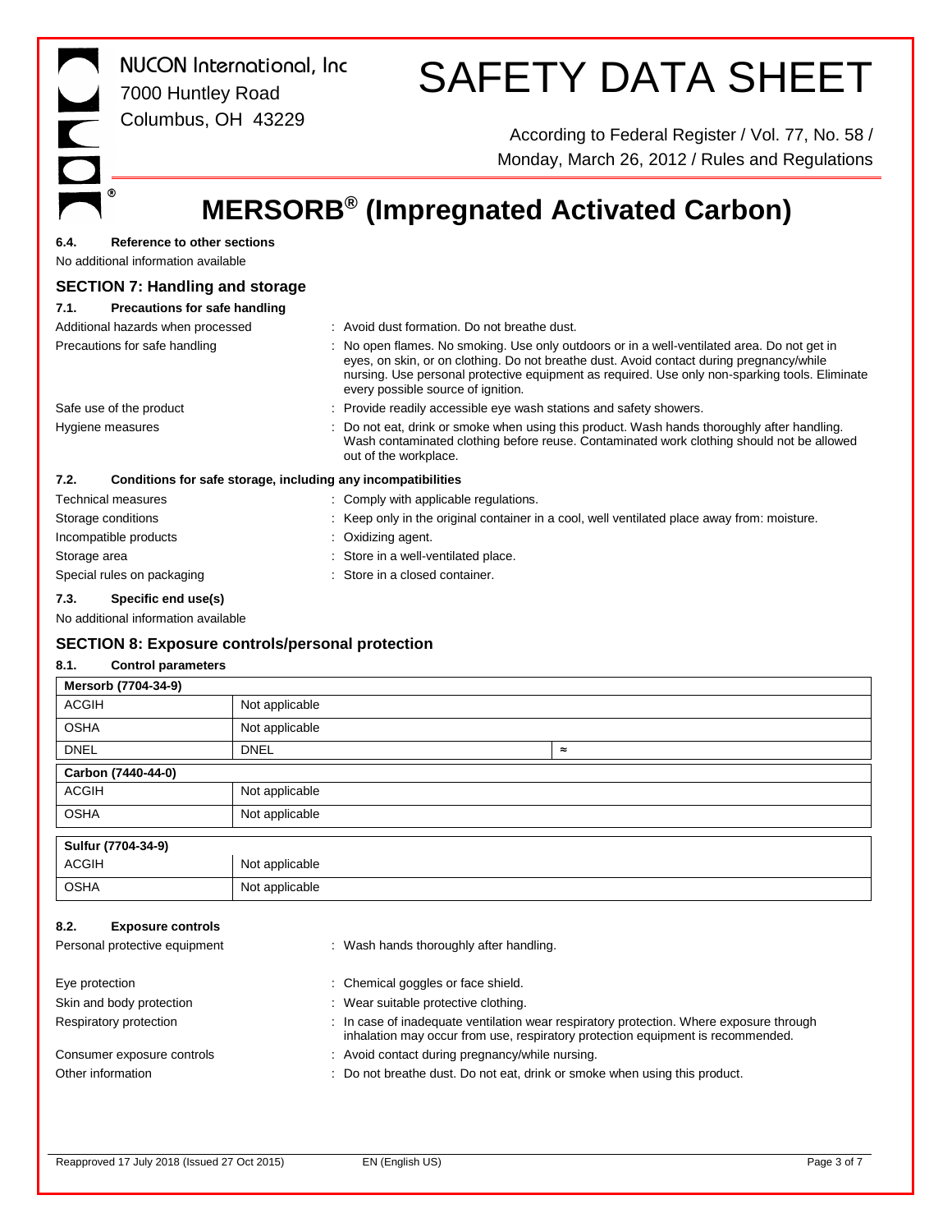### 6.4. Reference to other sections

No additional information available

## SECTION 7: Handling and storage

### 7.1. Precautions for safe handling

| | |
|---|---|
| Additional hazards when processed | : Avoid dust formation. Do not breathe dust. |
| Precautions for safe handling | : No open flames. No smoking. Use only outdoors or in a well-ventilated area. Do not get in eyes, on skin, or on clothing. Do not breathe dust. Avoid contact during pregnancy/while nursing. Use personal protective equipment as required. Use only non-sparking tools. Eliminate every possible source of ignition. |
| Safe use of the product | : Provide readily accessible eye wash stations and safety showers. |
| Hygiene measures | : Do not eat, drink or smoke when using this product. Wash hands thoroughly after handling. Wash contaminated clothing before reuse. Contaminated work clothing should not be allowed out of the workplace. |

### 7.2. Conditions for safe storage, including any incompatibilities

| | |
|---|---|
| Technical measures | : Comply with applicable regulations. |
| Storage conditions | : Keep only in the original container in a cool, well ventilated place away from: moisture. |
| Incompatible products | : Oxidizing agent. |
| Storage area | : Store in a well-ventilated place. |
| Special rules on packaging | : Store in a closed container. |

### 7.3. Specific end use(s)

No additional information available

## SECTION 8: Exposure controls/personal protection

### 8.1. Control parameters

| Mersorb (7704-34-9) | | |
|---|---|---|
| ACGIH | Not applicable | |
| OSHA | Not applicable | |
| DNEL | DNEL | ≈ |

| Carbon (7440-44-0) | |
|---|---|
| ACGIH | Not applicable |
| OSHA | Not applicable |

| Sulfur (7704-34-9) | |
|---|---|
| ACGIH | Not applicable |
| OSHA | Not applicable |

### 8.2. Exposure controls

| | |
|---|---|
| Personal protective equipment | : Wash hands thoroughly after handling. |
| Eye protection | : Chemical goggles or face shield. |
| Skin and body protection | : Wear suitable protective clothing. |
| Respiratory protection | : In case of inadequate ventilation wear respiratory protection. Where exposure through inhalation may occur from use, respiratory protection equipment is recommended. |
| Consumer exposure controls | : Avoid contact during pregnancy/while nursing. |
| Other information | : Do not breathe dust. Do not eat, drink or smoke when using this product. |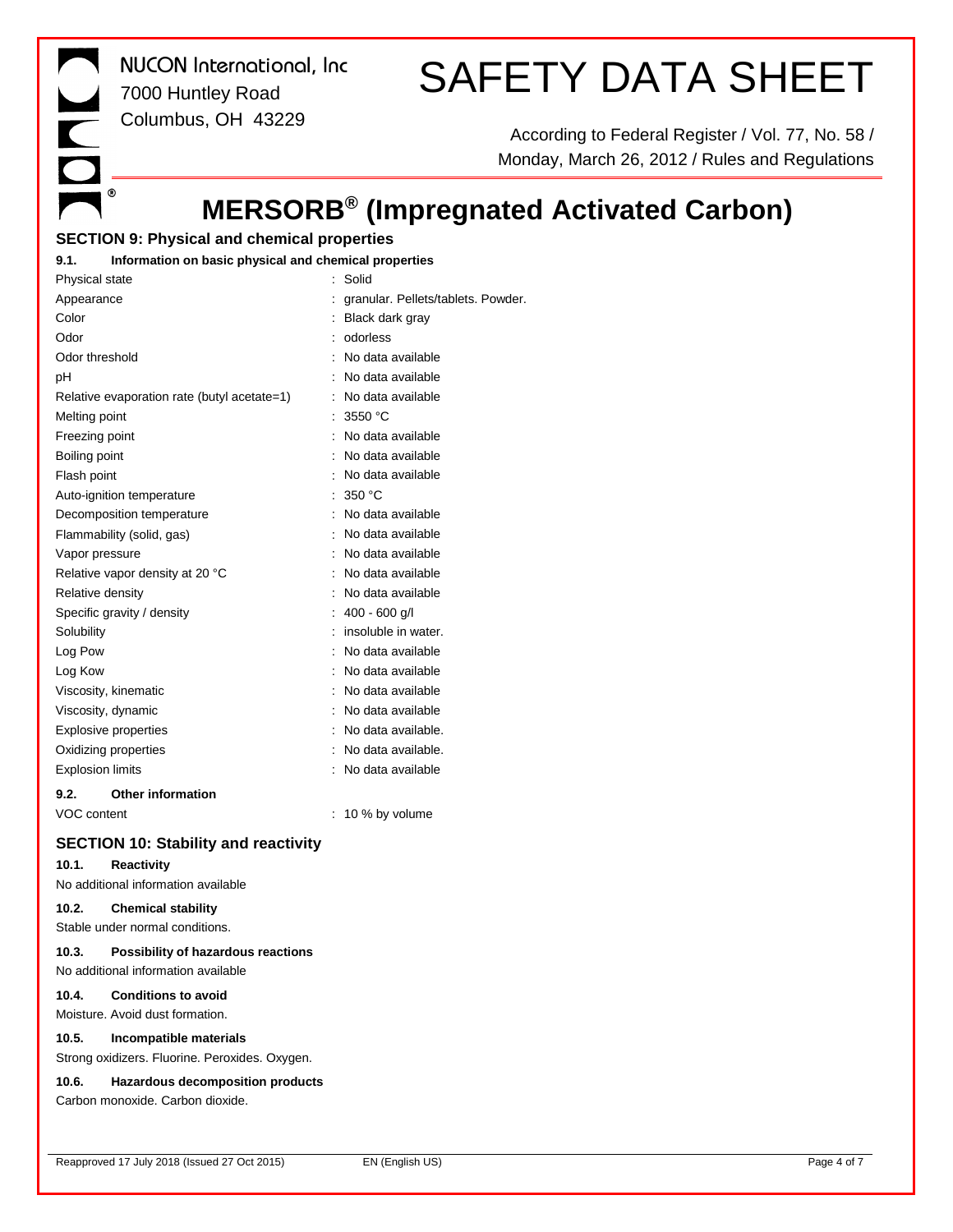# MERSORB® (Impregnated Activated Carbon)

## SECTION 9: Physical and chemical properties

### 9.1. Information on basic physical and chemical properties

| Property | Value |
|---|---|
| Physical state | : Solid |
| Appearance | : granular. Pellets/tablets. Powder. |
| Color | : Black dark gray |
| Odor | : odorless |
| Odor threshold | : No data available |
| pH | : No data available |
| Relative evaporation rate (butyl acetate=1) | : No data available |
| Melting point | : 3550 °C |
| Freezing point | : No data available |
| Boiling point | : No data available |
| Flash point | : No data available |
| Auto-ignition temperature | : 350 °C |
| Decomposition temperature | : No data available |
| Flammability (solid, gas) | : No data available |
| Vapor pressure | : No data available |
| Relative vapor density at 20 °C | : No data available |
| Relative density | : No data available |
| Specific gravity / density | : 400 - 600 g/l |
| Solubility | : insoluble in water. |
| Log Pow | : No data available |
| Log Kow | : No data available |
| Viscosity, kinematic | : No data available |
| Viscosity, dynamic | : No data available |
| Explosive properties | : No data available. |
| Oxidizing properties | : No data available. |
| Explosion limits | : No data available |

### 9.2. Other information

| Property | Value |
|---|---|
| VOC content | : 10 % by volume |

## SECTION 10: Stability and reactivity

### 10.1. Reactivity

No additional information available

### 10.2. Chemical stability

Stable under normal conditions.

### 10.3. Possibility of hazardous reactions

No additional information available

### 10.4. Conditions to avoid

Moisture. Avoid dust formation.

### 10.5. Incompatible materials

Strong oxidizers. Fluorine. Peroxides. Oxygen.

### 10.6. Hazardous decomposition products

Carbon monoxide. Carbon dioxide.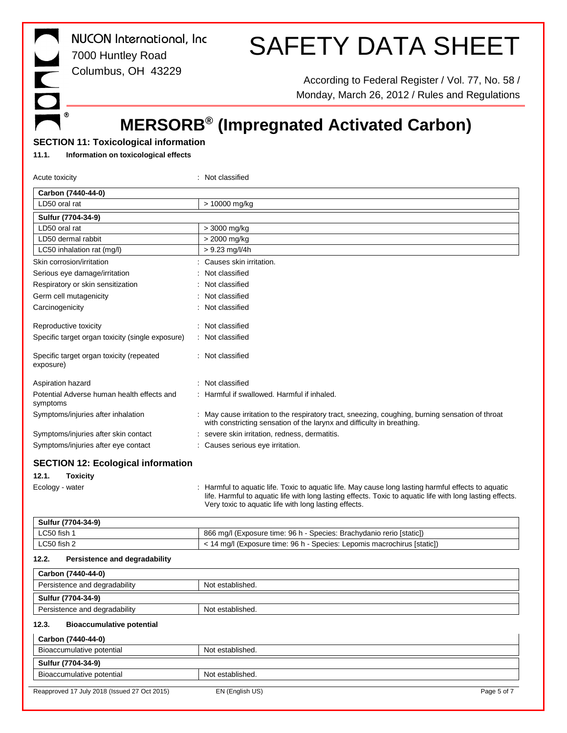# MERSORB® (Impregnated Activated Carbon)

## SECTION 11: Toxicological information

### 11.1. Information on toxicological effects

Acute toxicity : Not classified

| Carbon (7440-44-0) | |
|---|---|
| LD50 oral rat | > 10000 mg/kg |

| Sulfur (7704-34-9) | |
|---|---|
| LD50 oral rat | > 3000 mg/kg |
| LD50 dermal rabbit | > 2000 mg/kg |
| LC50 inhalation rat (mg/l) | > 9.23 mg/l/4h |

Skin corrosion/irritation : Causes skin irritation.

Serious eye damage/irritation : Not classified

Respiratory or skin sensitization : Not classified

Germ cell mutagenicity : Not classified

Carcinogenicity : Not classified

Reproductive toxicity : Not classified

Specific target organ toxicity (single exposure) : Not classified

Specific target organ toxicity (repeated exposure) : Not classified

Aspiration hazard : Not classified

Potential Adverse human health effects and symptoms : Harmful if swallowed. Harmful if inhaled.

Symptoms/injuries after inhalation : May cause irritation to the respiratory tract, sneezing, coughing, burning sensation of throat with constricting sensation of the larynx and difficulty in breathing.

Symptoms/injuries after skin contact : severe skin irritation, redness, dermatitis.

Symptoms/injuries after eye contact : Causes serious eye irritation.

## SECTION 12: Ecological information

### 12.1. Toxicity

Ecology - water : Harmful to aquatic life. Toxic to aquatic life. May cause long lasting harmful effects to aquatic life. Harmful to aquatic life with long lasting effects. Toxic to aquatic life with long lasting effects. Very toxic to aquatic life with long lasting effects.

| Sulfur (7704-34-9) | |
|---|---|
| LC50 fish 1 | 866 mg/l (Exposure time: 96 h - Species: Brachydanio rerio [static]) |
| LC50 fish 2 | < 14 mg/l (Exposure time: 96 h - Species: Lepomis macrochirus [static]) |

### 12.2. Persistence and degradability

| Carbon (7440-44-0) | |
|---|---|
| Persistence and degradability | Not established. |
| **Sulfur (7704-34-9)** | |
| Persistence and degradability | Not established. |

### 12.3. Bioaccumulative potential

| Carbon (7440-44-0) | |
|---|---|
| Bioaccumulative potential | Not established. |
| **Sulfur (7704-34-9)** | |
| Bioaccumulative potential | Not established. |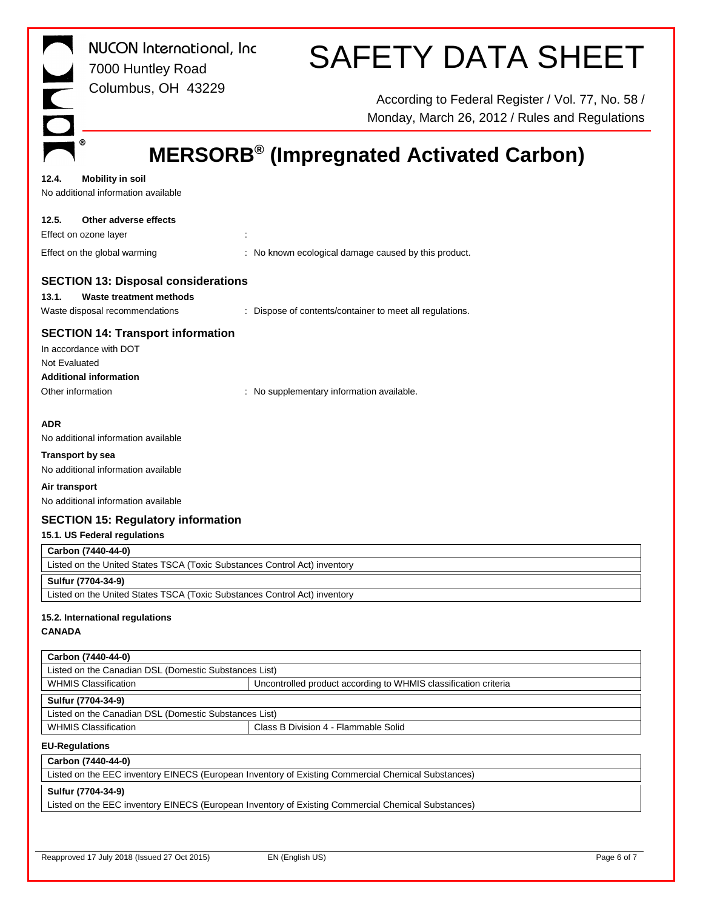### 12.4. Mobility in soil

No additional information available

### 12.5. Other adverse effects

Effect on ozone layer :

Effect on the global warming : No known ecological damage caused by this product.

## SECTION 13: Disposal considerations

### 13.1. Waste treatment methods

Waste disposal recommendations : Dispose of contents/container to meet all regulations.

## SECTION 14: Transport information

In accordance with DOT

Not Evaluated

**Additional information**

Other information : No supplementary information available.

**ADR**

No additional information available

**Transport by sea**

No additional information available

**Air transport**

No additional information available

## SECTION 15: Regulatory information

### 15.1. US Federal regulations

| **Carbon (7440-44-0)** |
|---|
| Listed on the United States TSCA (Toxic Substances Control Act) inventory |

| **Sulfur (7704-34-9)** |
|---|
| Listed on the United States TSCA (Toxic Substances Control Act) inventory |

### 15.2. International regulations

**CANADA**

| **Carbon (7440-44-0)** | |
|---|---|
| Listed on the Canadian DSL (Domestic Substances List) | |
| WHMIS Classification | Uncontrolled product according to WHMIS classification criteria |

| **Sulfur (7704-34-9)** | |
|---|---|
| Listed on the Canadian DSL (Domestic Substances List) | |
| WHMIS Classification | Class B Division 4 - Flammable Solid |

**EU-Regulations**

| **Carbon (7440-44-0)** |
|---|
| Listed on the EEC inventory EINECS (European Inventory of Existing Commercial Chemical Substances) |

| **Sulfur (7704-34-9)** |
|---|
| Listed on the EEC inventory EINECS (European Inventory of Existing Commercial Chemical Substances) |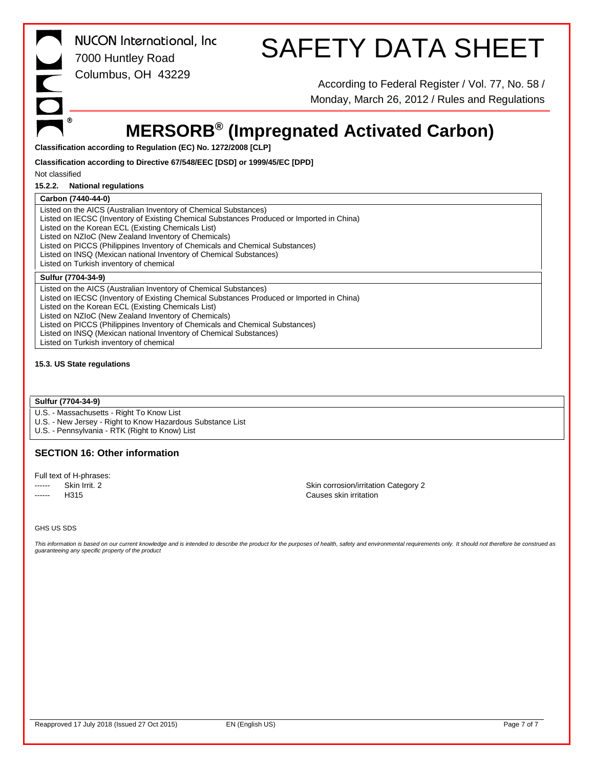# MERSORB® (Impregnated Activated Carbon)

**Classification according to Regulation (EC) No. 1272/2008 [CLP]**

**Classification according to Directive 67/548/EEC [DSD] or 1999/45/EC [DPD]**

Not classified

### 15.2.2. National regulations

| **Carbon (7440-44-0)** |
| --- |
| Listed on the AICS (Australian Inventory of Chemical Substances)<br>Listed on IECSC (Inventory of Existing Chemical Substances Produced or Imported in China)<br>Listed on the Korean ECL (Existing Chemicals List)<br>Listed on NZIoC (New Zealand Inventory of Chemicals)<br>Listed on PICCS (Philippines Inventory of Chemicals and Chemical Substances)<br>Listed on INSQ (Mexican national Inventory of Chemical Substances)<br>Listed on Turkish inventory of chemical |

| **Sulfur (7704-34-9)** |
| --- |
| Listed on the AICS (Australian Inventory of Chemical Substances)<br>Listed on IECSC (Inventory of Existing Chemical Substances Produced or Imported in China)<br>Listed on the Korean ECL (Existing Chemicals List)<br>Listed on NZIoC (New Zealand Inventory of Chemicals)<br>Listed on PICCS (Philippines Inventory of Chemicals and Chemical Substances)<br>Listed on INSQ (Mexican national Inventory of Chemical Substances)<br>Listed on Turkish inventory of chemical |

### 15.3. US State regulations

| **Sulfur (7704-34-9)** |
| --- |
| U.S. - Massachusetts - Right To Know List<br>U.S. - New Jersey - Right to Know Hazardous Substance List<br>U.S. - Pennsylvania - RTK (Right to Know) List |

## SECTION 16: Other information

Full text of H-phrases:

| | | |
| --- | --- | --- |
| ------ | Skin Irrit. 2 | Skin corrosion/irritation Category 2 |
| ------ | H315 | Causes skin irritation |

GHS US SDS

*This information is based on our current knowledge and is intended to describe the product for the purposes of health, safety and environmental requirements only. It should not therefore be construed as guaranteeing any specific property of the product*